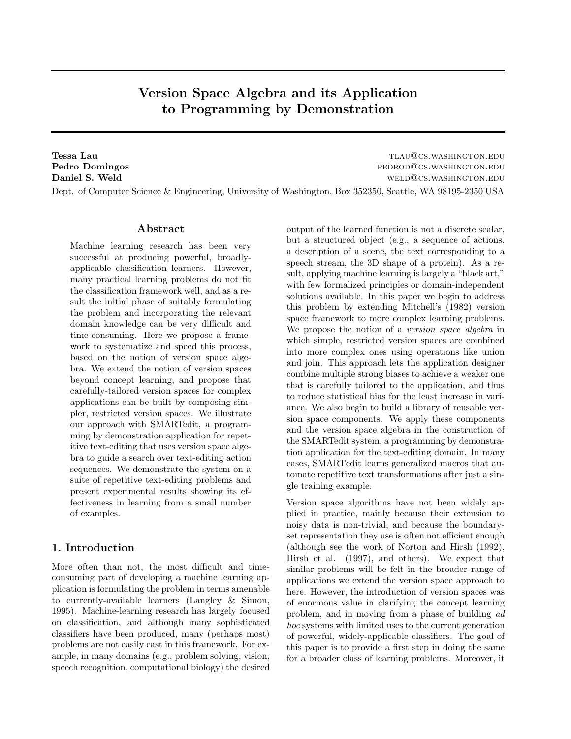# Version Space Algebra and its Application to Programming by Demonstration

**Tessa Lau** TLAU@CS.WASHINGTON.EDU
**Pedro Domingos** PEDROD@CS.WASHINGTON.EDU
**Daniel S. Weld** WELD@CS.WASHINGTON.EDU

Dept. of Computer Science & Engineering, University of Washington, Box 352350, Seattle, WA 98195-2350 USA

## Abstract

Machine learning research has been very successful at producing powerful, broadly-applicable classification learners. However, many practical learning problems do not fit the classification framework well, and as a result the initial phase of suitably formulating the problem and incorporating the relevant domain knowledge can be very difficult and time-consuming. Here we propose a framework to systematize and speed this process, based on the notion of version space algebra. We extend the notion of version spaces beyond concept learning, and propose that carefully-tailored version spaces for complex applications can be built by composing simpler, restricted version spaces. We illustrate our approach with SMARTedit, a programming by demonstration application for repetitive text-editing that uses version space algebra to guide a search over text-editing action sequences. We demonstrate the system on a suite of repetitive text-editing problems and present experimental results showing its effectiveness in learning from a small number of examples.

## 1. Introduction

More often than not, the most difficult and time-consuming part of developing a machine learning application is formulating the problem in terms amenable to currently-available learners (Langley & Simon, 1995). Machine-learning research has largely focused on classification, and although many sophisticated classifiers have been produced, many (perhaps most) problems are not easily cast in this framework. For example, in many domains (e.g., problem solving, vision, speech recognition, computational biology) the desired output of the learned function is not a discrete scalar, but a structured object (e.g., a sequence of actions, a description of a scene, the text corresponding to a speech stream, the 3D shape of a protein). As a result, applying machine learning is largely a "black art," with few formalized principles or domain-independent solutions available. In this paper we begin to address this problem by extending Mitchell's (1982) version space framework to more complex learning problems. We propose the notion of a *version space algebra* in which simple, restricted version spaces are combined into more complex ones using operations like union and join. This approach lets the application designer combine multiple strong biases to achieve a weaker one that is carefully tailored to the application, and thus to reduce statistical bias for the least increase in variance. We also begin to build a library of reusable version space components. We apply these components and the version space algebra in the construction of the SMARTedit system, a programming by demonstration application for the text-editing domain. In many cases, SMARTedit learns generalized macros that automate repetitive text transformations after just a single training example.

Version space algorithms have not been widely applied in practice, mainly because their extension to noisy data is non-trivial, and because the boundary-set representation they use is often not efficient enough (although see the work of Norton and Hirsh (1992), Hirsh et al. (1997), and others). We expect that similar problems will be felt in the broader range of applications we extend the version space approach to here. However, the introduction of version spaces was of enormous value in clarifying the concept learning problem, and in moving from a phase of building *ad hoc* systems with limited uses to the current generation of powerful, widely-applicable classifiers. The goal of this paper is to provide a first step in doing the same for a broader class of learning problems. Moreover, it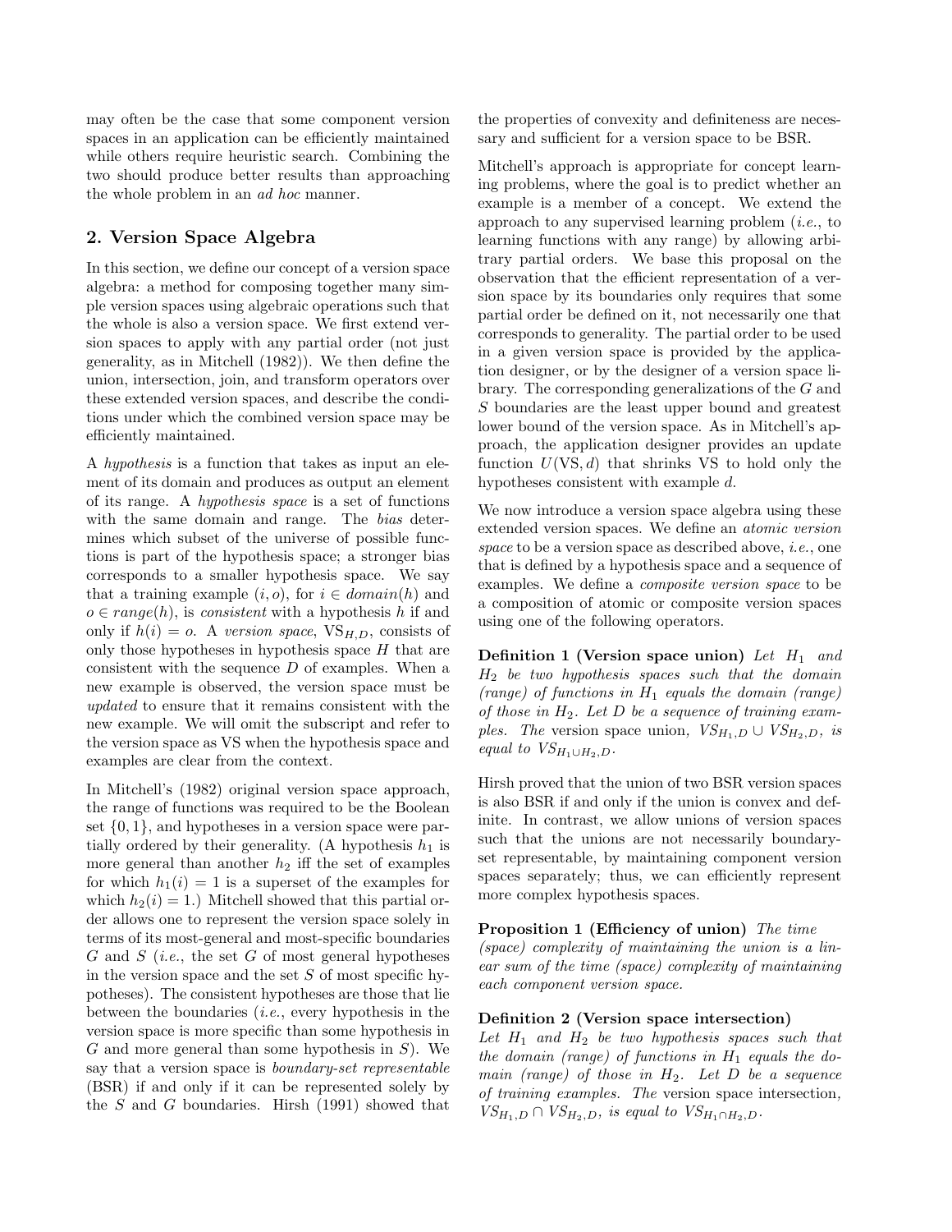may often be the case that some component version spaces in an application can be efficiently maintained while others require heuristic search. Combining the two should produce better results than approaching the whole problem in an *ad hoc* manner.

## 2. Version Space Algebra

In this section, we define our concept of a version space algebra: a method for composing together many simple version spaces using algebraic operations such that the whole is also a version space. We first extend version spaces to apply with any partial order (not just generality, as in Mitchell (1982)). We then define the union, intersection, join, and transform operators over these extended version spaces, and describe the conditions under which the combined version space may be efficiently maintained.

A *hypothesis* is a function that takes as input an element of its domain and produces as output an element of its range. A *hypothesis space* is a set of functions with the same domain and range. The *bias* determines which subset of the universe of possible functions is part of the hypothesis space; a stronger bias corresponds to a smaller hypothesis space. We say that a training example $(i, o)$, for $i \in domain(h)$ and $o \in range(h)$, is *consistent* with a hypothesis $h$ if and only if $h(i) = o$. A *version space*, $\mathrm{VS}_{H,D}$, consists of only those hypotheses in hypothesis space $H$ that are consistent with the sequence $D$ of examples. When a new example is observed, the version space must be *updated* to ensure that it remains consistent with the new example. We will omit the subscript and refer to the version space as VS when the hypothesis space and examples are clear from the context.

In Mitchell's (1982) original version space approach, the range of functions was required to be the Boolean set $\{0, 1\}$, and hypotheses in a version space were partially ordered by their generality. (A hypothesis $h_1$ is more general than another $h_2$ iff the set of examples for which $h_1(i) = 1$ is a superset of the examples for which $h_2(i) = 1$.) Mitchell showed that this partial order allows one to represent the version space solely in terms of its most-general and most-specific boundaries $G$ and $S$ (*i.e.*, the set $G$ of most general hypotheses in the version space and the set $S$ of most specific hypotheses). The consistent hypotheses are those that lie between the boundaries (*i.e.*, every hypothesis in the version space is more specific than some hypothesis in $G$ and more general than some hypothesis in $S$). We say that a version space is *boundary-set representable* (BSR) if and only if it can be represented solely by the $S$ and $G$ boundaries. Hirsh (1991) showed that the properties of convexity and definiteness are necessary and sufficient for a version space to be BSR.

Mitchell's approach is appropriate for concept learning problems, where the goal is to predict whether an example is a member of a concept. We extend the approach to any supervised learning problem (*i.e.*, to learning functions with any range) by allowing arbitrary partial orders. We base this proposal on the observation that the efficient representation of a version space by its boundaries only requires that some partial order be defined on it, not necessarily one that corresponds to generality. The partial order to be used in a given version space is provided by the application designer, or by the designer of a version space library. The corresponding generalizations of the $G$ and $S$ boundaries are the least upper bound and greatest lower bound of the version space. As in Mitchell's approach, the application designer provides an update function $U(\mathrm{VS}, d)$ that shrinks VS to hold only the hypotheses consistent with example $d$.

We now introduce a version space algebra using these extended version spaces. We define an *atomic version space* to be a version space as described above, *i.e.*, one that is defined by a hypothesis space and a sequence of examples. We define a *composite version space* to be a composition of atomic or composite version spaces using one of the following operators.

**Definition 1 (Version space union)** *Let $H_1$ and $H_2$ be two hypothesis spaces such that the domain (range) of functions in $H_1$ equals the domain (range) of those in $H_2$. Let $D$ be a sequence of training examples. The* version space union*, $VS_{H_1,D} \cup VS_{H_2,D}$, is equal to $VS_{H_1 \cup H_2,D}$.*

Hirsh proved that the union of two BSR version spaces is also BSR if and only if the union is convex and definite. In contrast, we allow unions of version spaces such that the unions are not necessarily boundary-set representable, by maintaining component version spaces separately; thus, we can efficiently represent more complex hypothesis spaces.

**Proposition 1 (Efficiency of union)** *The time (space) complexity of maintaining the union is a linear sum of the time (space) complexity of maintaining each component version space.*

**Definition 2 (Version space intersection)** *Let $H_1$ and $H_2$ be two hypothesis spaces such that the domain (range) of functions in $H_1$ equals the domain (range) of those in $H_2$. Let $D$ be a sequence of training examples. The* version space intersection*, $VS_{H_1,D} \cap VS_{H_2,D}$, is equal to $VS_{H_1 \cap H_2,D}$.*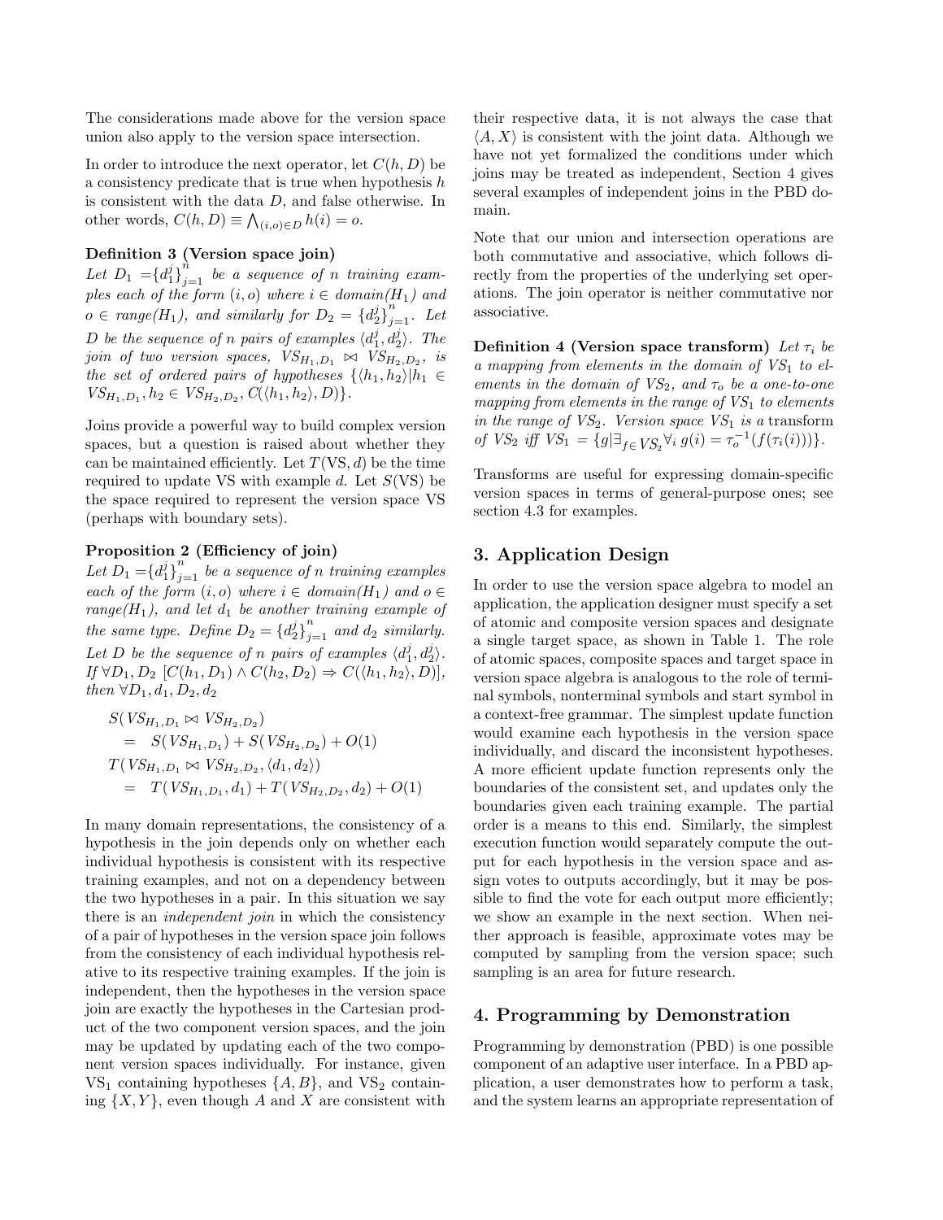The considerations made above for the version space union also apply to the version space intersection.

In order to introduce the next operator, let $C(h, D)$ be a consistency predicate that is true when hypothesis $h$ is consistent with the data $D$, and false otherwise. In other words, $C(h, D) \equiv \bigwedge_{(i,o) \in D} h(i) = o$.

**Definition 3 (Version space join)**
*Let $D_1 = \{d_1^j\}_{j=1}^n$ be a sequence of $n$ training examples each of the form $(i, o)$ where $i \in$ domain($H_1$) and $o \in$ range($H_1$), and similarly for $D_2 = \{d_2^j\}_{j=1}^n$. Let $D$ be the sequence of $n$ pairs of examples $\langle d_1^j, d_2^j \rangle$. The join of two version spaces, $VS_{H_1,D_1} \bowtie VS_{H_2,D_2}$, is the set of ordered pairs of hypotheses $\{\langle h_1, h_2 \rangle | h_1 \in VS_{H_1,D_1}, h_2 \in VS_{H_2,D_2}, C(\langle h_1, h_2 \rangle, D)\}$.*

Joins provide a powerful way to build complex version spaces, but a question is raised about whether they can be maintained efficiently. Let $T(\text{VS}, d)$ be the time required to update VS with example $d$. Let $S(\text{VS})$ be the space required to represent the version space VS (perhaps with boundary sets).

**Proposition 2 (Efficiency of join)**
*Let $D_1 = \{d_1^j\}_{j=1}^n$ be a sequence of $n$ training examples each of the form $(i, o)$ where $i \in$ domain($H_1$) and $o \in$ range($H_1$), and let $d_1$ be another training example of the same type. Define $D_2 = \{d_2^j\}_{j=1}^n$ and $d_2$ similarly. Let $D$ be the sequence of $n$ pairs of examples $\langle d_1^j, d_2^j \rangle$. If $\forall D_1, D_2$ $[C(h_1, D_1) \wedge C(h_2, D_2) \Rightarrow C(\langle h_1, h_2 \rangle, D)]$, then $\forall D_1, d_1, D_2, d_2$*

$$\begin{aligned}
& S(VS_{H_1,D_1} \bowtie VS_{H_2,D_2}) \\
& \quad = \quad S(VS_{H_1,D_1}) + S(VS_{H_2,D_2}) + O(1) \\
& T(VS_{H_1,D_1} \bowtie VS_{H_2,D_2}, \langle d_1, d_2 \rangle) \\
& \quad = \quad T(VS_{H_1,D_1}, d_1) + T(VS_{H_2,D_2}, d_2) + O(1)
\end{aligned}$$

In many domain representations, the consistency of a hypothesis in the join depends only on whether each individual hypothesis is consistent with its respective training examples, and not on a dependency between the two hypotheses in a pair. In this situation we say there is an *independent join* in which the consistency of a pair of hypotheses in the version space join follows from the consistency of each individual hypothesis relative to its respective training examples. If the join is independent, then the hypotheses in the version space join are exactly the hypotheses in the Cartesian product of the two component version spaces, and the join may be updated by updating each of the two component version spaces individually. For instance, given $\text{VS}_1$ containing hypotheses $\{A, B\}$, and $\text{VS}_2$ containing $\{X, Y\}$, even though $A$ and $X$ are consistent with their respective data, it is not always the case that $\langle A, X \rangle$ is consistent with the joint data. Although we have not yet formalized the conditions under which joins may be treated as independent, Section 4 gives several examples of independent joins in the PBD domain.

Note that our union and intersection operations are both commutative and associative, which follows directly from the properties of the underlying set operations. The join operator is neither commutative nor associative.

**Definition 4 (Version space transform)** *Let $\tau_i$ be a mapping from elements in the domain of $VS_1$ to elements in the domain of $VS_2$, and $\tau_o$ be a one-to-one mapping from elements in the range of $VS_1$ to elements in the range of $VS_2$. Version space $VS_1$ is a* transform *of $VS_2$ iff $VS_1 = \{g | \exists_{f \in VS_2} \forall_i \, g(i) = \tau_o^{-1}(f(\tau_i(i)))\}$.*

Transforms are useful for expressing domain-specific version spaces in terms of general-purpose ones; see section 4.3 for examples.

## 3. Application Design

In order to use the version space algebra to model an application, the application designer must specify a set of atomic and composite version spaces and designate a single target space, as shown in Table 1. The role of atomic spaces, composite spaces and target space in version space algebra is analogous to the role of terminal symbols, nonterminal symbols and start symbol in a context-free grammar. The simplest update function would examine each hypothesis in the version space individually, and discard the inconsistent hypotheses. A more efficient update function represents only the boundaries of the consistent set, and updates only the boundaries given each training example. The partial order is a means to this end. Similarly, the simplest execution function would separately compute the output for each hypothesis in the version space and assign votes to outputs accordingly, but it may be possible to find the vote for each output more efficiently; we show an example in the next section. When neither approach is feasible, approximate votes may be computed by sampling from the version space; such sampling is an area for future research.

## 4. Programming by Demonstration

Programming by demonstration (PBD) is one possible component of an adaptive user interface. In a PBD application, a user demonstrates how to perform a task, and the system learns an appropriate representation of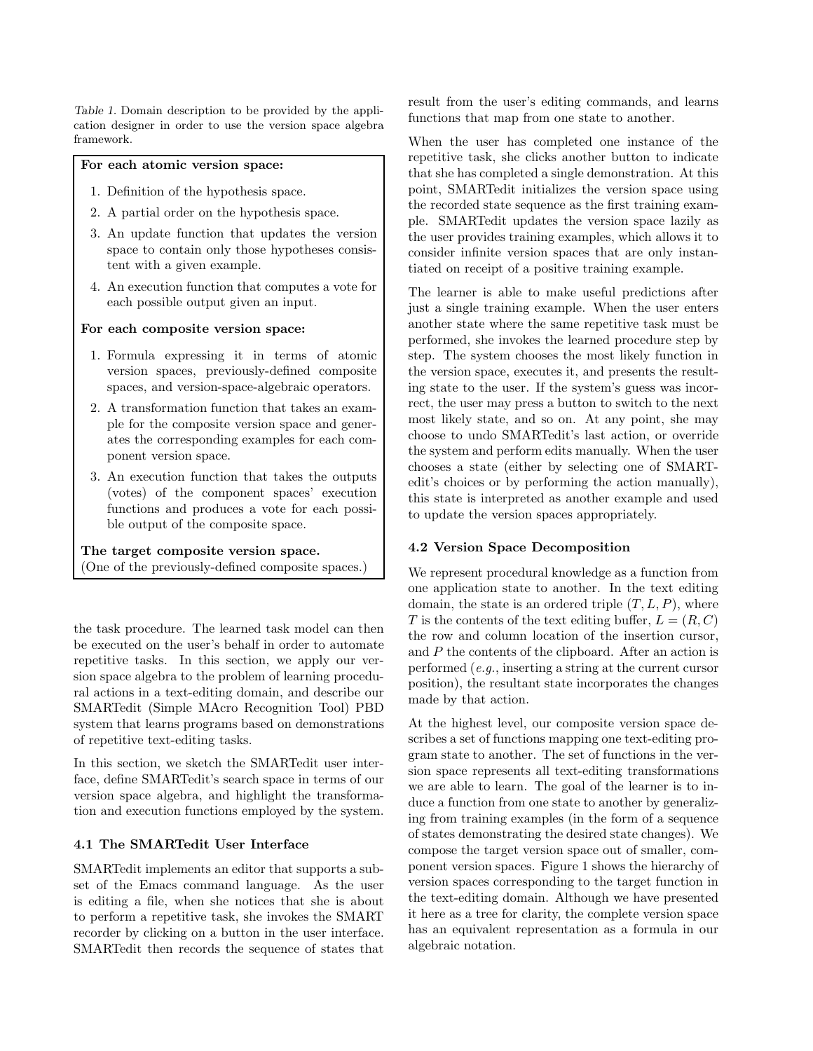*Table 1.* Domain description to be provided by the application designer in order to use the version space algebra framework.

**For each atomic version space:**

1. Definition of the hypothesis space.
2. A partial order on the hypothesis space.
3. An update function that updates the version space to contain only those hypotheses consistent with a given example.
4. An execution function that computes a vote for each possible output given an input.

**For each composite version space:**

1. Formula expressing it in terms of atomic version spaces, previously-defined composite spaces, and version-space-algebraic operators.
2. A transformation function that takes an example for the composite version space and generates the corresponding examples for each component version space.
3. An execution function that takes the outputs (votes) of the component spaces' execution functions and produces a vote for each possible output of the composite space.

**The target composite version space.**
(One of the previously-defined composite spaces.)

the task procedure. The learned task model can then be executed on the user's behalf in order to automate repetitive tasks. In this section, we apply our version space algebra to the problem of learning procedural actions in a text-editing domain, and describe our SMARTedit (Simple MAcro Recognition Tool) PBD system that learns programs based on demonstrations of repetitive text-editing tasks.

In this section, we sketch the SMARTedit user interface, define SMARTedit's search space in terms of our version space algebra, and highlight the transformation and execution functions employed by the system.

### 4.1 The SMARTedit User Interface

SMARTedit implements an editor that supports a subset of the Emacs command language. As the user is editing a file, when she notices that she is about to perform a repetitive task, she invokes the SMART recorder by clicking on a button in the user interface. SMARTedit then records the sequence of states that result from the user's editing commands, and learns functions that map from one state to another.

When the user has completed one instance of the repetitive task, she clicks another button to indicate that she has completed a single demonstration. At this point, SMARTedit initializes the version space using the recorded state sequence as the first training example. SMARTedit updates the version space lazily as the user provides training examples, which allows it to consider infinite version spaces that are only instantiated on receipt of a positive training example.

The learner is able to make useful predictions after just a single training example. When the user enters another state where the same repetitive task must be performed, she invokes the learned procedure step by step. The system chooses the most likely function in the version space, executes it, and presents the resulting state to the user. If the system's guess was incorrect, the user may press a button to switch to the next most likely state, and so on. At any point, she may choose to undo SMARTedit's last action, or override the system and perform edits manually. When the user chooses a state (either by selecting one of SMARTedit's choices or by performing the action manually), this state is interpreted as another example and used to update the version spaces appropriately.

### 4.2 Version Space Decomposition

We represent procedural knowledge as a function from one application state to another. In the text editing domain, the state is an ordered triple $(T, L, P)$, where $T$ is the contents of the text editing buffer, $L = (R, C)$ the row and column location of the insertion cursor, and $P$ the contents of the clipboard. After an action is performed (*e.g.*, inserting a string at the current cursor position), the resultant state incorporates the changes made by that action.

At the highest level, our composite version space describes a set of functions mapping one text-editing program state to another. The set of functions in the version space represents all text-editing transformations we are able to learn. The goal of the learner is to induce a function from one state to another by generalizing from training examples (in the form of a sequence of states demonstrating the desired state changes). We compose the target version space out of smaller, component version spaces. Figure 1 shows the hierarchy of version spaces corresponding to the target function in the text-editing domain. Although we have presented it here as a tree for clarity, the complete version space has an equivalent representation as a formula in our algebraic notation.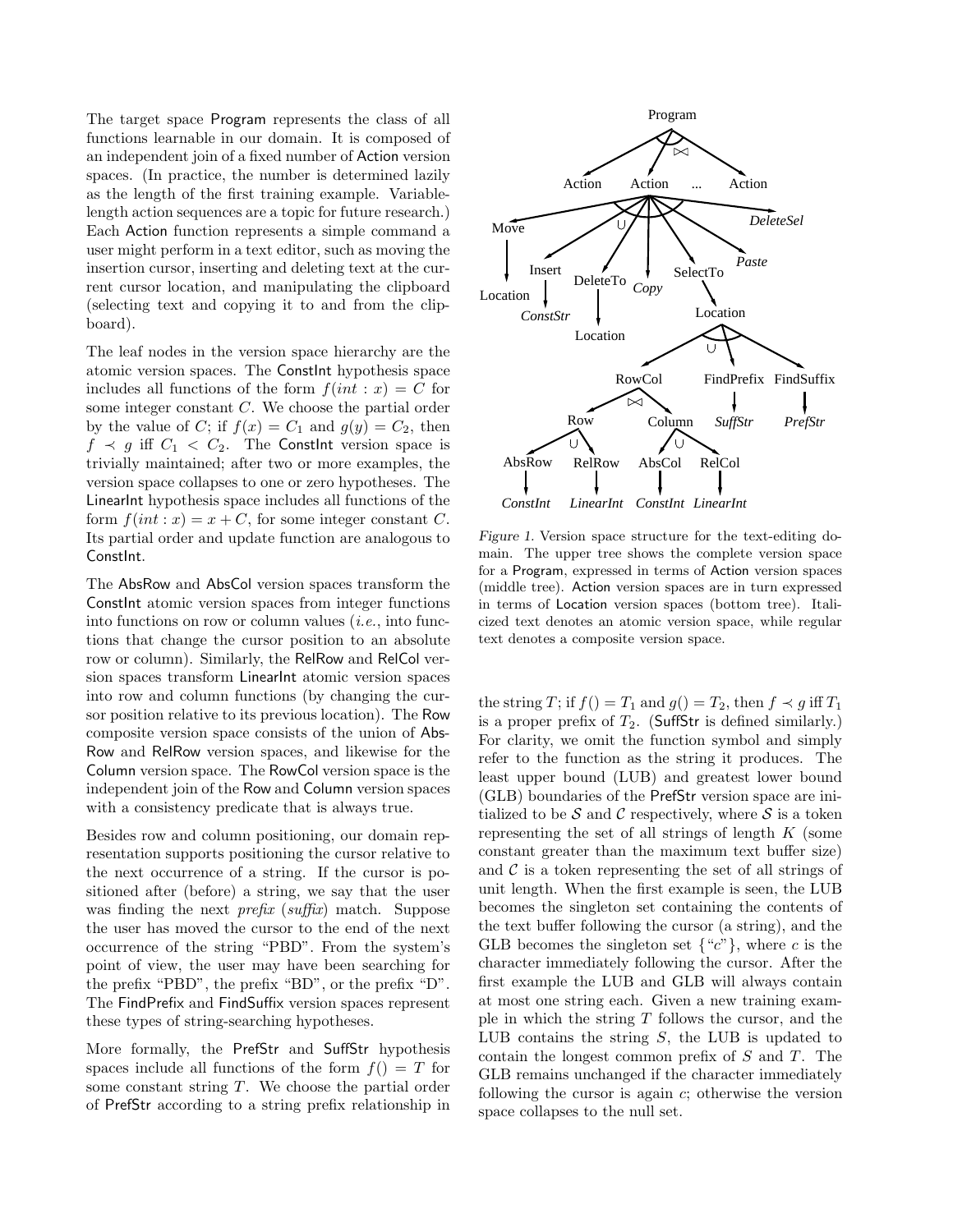The target space Program represents the class of all functions learnable in our domain. It is composed of an independent join of a fixed number of Action version spaces. (In practice, the number is determined lazily as the length of the first training example. Variable-length action sequences are a topic for future research.) Each Action function represents a simple command a user might perform in a text editor, such as moving the insertion cursor, inserting and deleting text at the current cursor location, and manipulating the clipboard (selecting text and copying it to and from the clipboard).

The leaf nodes in the version space hierarchy are the atomic version spaces. The ConstInt hypothesis space includes all functions of the form $f(int : x) = C$ for some integer constant $C$. We choose the partial order by the value of $C$; if $f(x) = C_1$ and $g(y) = C_2$, then $f \prec g$ iff $C_1 < C_2$. The ConstInt version space is trivially maintained; after two or more examples, the version space collapses to one or zero hypotheses. The LinearInt hypothesis space includes all functions of the form $f(int : x) = x + C$, for some integer constant $C$. Its partial order and update function are analogous to ConstInt.

The AbsRow and AbsCol version spaces transform the ConstInt atomic version spaces from integer functions into functions on row or column values (*i.e.*, into functions that change the cursor position to an absolute row or column). Similarly, the RelRow and RelCol version spaces transform LinearInt atomic version spaces into row and column functions (by changing the cursor position relative to its previous location). The Row composite version space consists of the union of AbsRow and RelRow version spaces, and likewise for the Column version space. The RowCol version space is the independent join of the Row and Column version spaces with a consistency predicate that is always true.

Besides row and column positioning, our domain representation supports positioning the cursor relative to the next occurrence of a string. If the cursor is positioned after (before) a string, we say that the user was finding the next *prefix* (*suffix*) match. Suppose the user has moved the cursor to the end of the next occurrence of the string "PBD". From the system's point of view, the user may have been searching for the prefix "PBD", the prefix "BD", or the prefix "D". The FindPrefix and FindSuffix version spaces represent these types of string-searching hypotheses.

More formally, the PrefStr and SuffStr hypothesis spaces include all functions of the form $f() = T$ for some constant string $T$. We choose the partial order of PrefStr according to a string prefix relationship in the string $T$; if $f() = T_1$ and $g() = T_2$, then $f \prec g$ iff $T_1$ is a proper prefix of $T_2$. (SuffStr is defined similarly.) For clarity, we omit the function symbol and simply refer to the function as the string it produces. The least upper bound (LUB) and greatest lower bound (GLB) boundaries of the PrefStr version space are initialized to be $\mathcal{S}$ and $\mathcal{C}$ respectively, where $\mathcal{S}$ is a token representing the set of all strings of length $K$ (some constant greater than the maximum text buffer size) and $\mathcal{C}$ is a token representing the set of all strings of unit length. When the first example is seen, the LUB becomes the singleton set containing the contents of the text buffer following the cursor (a string), and the GLB becomes the singleton set {"$c$"}, where $c$ is the character immediately following the cursor. After the first example the LUB and GLB will always contain at most one string each. Given a new training example in which the string $T$ follows the cursor, and the LUB contains the string $S$, the LUB is updated to contain the longest common prefix of $S$ and $T$. The GLB remains unchanged if the character immediately following the cursor is again $c$; otherwise the version space collapses to the null set.

*Figure 1.* Version space structure for the text-editing domain. The upper tree shows the complete version space for a Program, expressed in terms of Action version spaces (middle tree). Action version spaces are in turn expressed in terms of Location version spaces (bottom tree). Italicized text denotes an atomic version space, while regular text denotes a composite version space.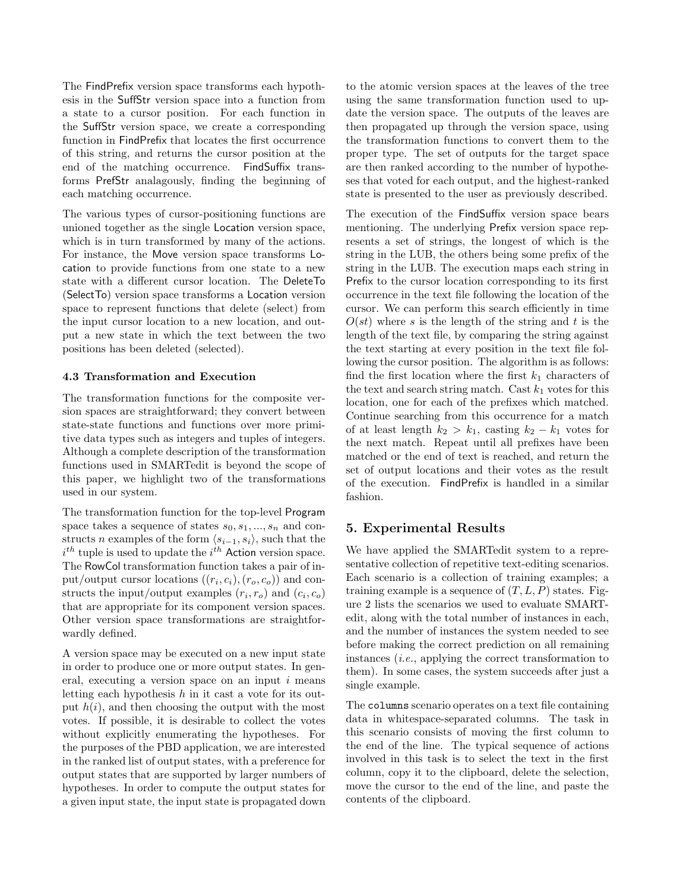The FindPrefix version space transforms each hypothesis in the SuffStr version space into a function from a state to a cursor position. For each function in the SuffStr version space, we create a corresponding function in FindPrefix that locates the first occurrence of this string, and returns the cursor position at the end of the matching occurrence. FindSuffix transforms PrefStr analagously, finding the beginning of each matching occurrence.

The various types of cursor-positioning functions are unioned together as the single Location version space, which is in turn transformed by many of the actions. For instance, the Move version space transforms Location to provide functions from one state to a new state with a different cursor location. The DeleteTo (SelectTo) version space transforms a Location version space to represent functions that delete (select) from the input cursor location to a new location, and output a new state in which the text between the two positions has been deleted (selected).

### 4.3 Transformation and Execution

The transformation functions for the composite version spaces are straightforward; they convert between state-state functions and functions over more primitive data types such as integers and tuples of integers. Although a complete description of the transformation functions used in SMARTedit is beyond the scope of this paper, we highlight two of the transformations used in our system.

The transformation function for the top-level Program space takes a sequence of states $s_0, s_1, ..., s_n$ and constructs $n$ examples of the form $\langle s_{i-1}, s_i \rangle$, such that the $i^{th}$ tuple is used to update the $i^{th}$ Action version space. The RowCol transformation function takes a pair of input/output cursor locations $((r_i, c_i), (r_o, c_o))$ and constructs the input/output examples $(r_i, r_o)$ and $(c_i, c_o)$ that are appropriate for its component version spaces. Other version space transformations are straightforwardly defined.

A version space may be executed on a new input state in order to produce one or more output states. In general, executing a version space on an input $i$ means letting each hypothesis $h$ in it cast a vote for its output $h(i)$, and then choosing the output with the most votes. If possible, it is desirable to collect the votes without explicitly enumerating the hypotheses. For the purposes of the PBD application, we are interested in the ranked list of output states, with a preference for output states that are supported by larger numbers of hypotheses. In order to compute the output states for a given input state, the input state is propagated down to the atomic version spaces at the leaves of the tree using the same transformation function used to update the version space. The outputs of the leaves are then propagated up through the version space, using the transformation functions to convert them to the proper type. The set of outputs for the target space are then ranked according to the number of hypotheses that voted for each output, and the highest-ranked state is presented to the user as previously described.

The execution of the FindSuffix version space bears mentioning. The underlying Prefix version space represents a set of strings, the longest of which is the string in the LUB, the others being some prefix of the string in the LUB. The execution maps each string in Prefix to the cursor location corresponding to its first occurrence in the text file following the location of the cursor. We can perform this search efficiently in time $O(st)$ where $s$ is the length of the string and $t$ is the length of the text file, by comparing the string against the text starting at every position in the text file following the cursor position. The algorithm is as follows: find the first location where the first $k_1$ characters of the text and search string match. Cast $k_1$ votes for this location, one for each of the prefixes which matched. Continue searching from this occurrence for a match of at least length $k_2 > k_1$, casting $k_2 - k_1$ votes for the next match. Repeat until all prefixes have been matched or the end of text is reached, and return the set of output locations and their votes as the result of the execution. FindPrefix is handled in a similar fashion.

## 5. Experimental Results

We have applied the SMARTedit system to a representative collection of repetitive text-editing scenarios. Each scenario is a collection of training examples; a training example is a sequence of $(T, L, P)$ states. Figure 2 lists the scenarios we used to evaluate SMARTedit, along with the total number of instances in each, and the number of instances the system needed to see before making the correct prediction on all remaining instances (*i.e.*, applying the correct transformation to them). In some cases, the system succeeds after just a single example.

The `columns` scenario operates on a text file containing data in whitespace-separated columns. The task in this scenario consists of moving the first column to the end of the line. The typical sequence of actions involved in this task is to select the text in the first column, copy it to the clipboard, delete the selection, move the cursor to the end of the line, and paste the contents of the clipboard.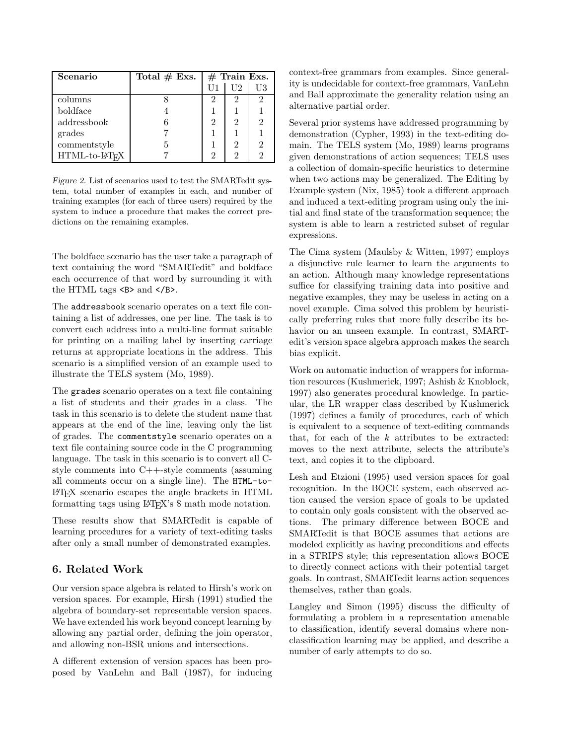| Scenario | Total # Exs. | # Train Exs. | | |
|---|---|---|---|---|
| | | U1 | U2 | U3 |
| columns | 8 | 2 | 2 | 2 |
| boldface | 4 | 1 | 1 | 1 |
| addressbook | 6 | 2 | 2 | 2 |
| grades | 7 | 1 | 1 | 1 |
| commentstyle | 5 | 1 | 2 | 2 |
| HTML-to-LaTeX | 7 | 2 | 2 | 2 |

*Figure 2.* List of scenarios used to test the SMARTedit system, total number of examples in each, and number of training examples (for each of three users) required by the system to induce a procedure that makes the correct predictions on the remaining examples.

The boldface scenario has the user take a paragraph of text containing the word "SMARTedit" and boldface each occurrence of that word by surrounding it with the HTML tags `<B>` and `</B>`.

The `addressbook` scenario operates on a text file containing a list of addresses, one per line. The task is to convert each address into a multi-line format suitable for printing on a mailing label by inserting carriage returns at appropriate locations in the address. This scenario is a simplified version of an example used to illustrate the TELS system (Mo, 1989).

The `grades` scenario operates on a text file containing a list of students and their grades in a class. The task in this scenario is to delete the student name that appears at the end of the line, leaving only the list of grades. The `commentstyle` scenario operates on a text file containing source code in the C programming language. The task in this scenario is to convert all C-style comments into C++-style comments (assuming all comments occur on a single line). The `HTML-to-LaTeX` scenario escapes the angle brackets in HTML formatting tags using LaTeX's $ math mode notation.

These results show that SMARTedit is capable of learning procedures for a variety of text-editing tasks after only a small number of demonstrated examples.

## 6. Related Work

Our version space algebra is related to Hirsh's work on version spaces. For example, Hirsh (1991) studied the algebra of boundary-set representable version spaces. We have extended his work beyond concept learning by allowing any partial order, defining the join operator, and allowing non-BSR unions and intersections.

A different extension of version spaces has been proposed by VanLehn and Ball (1987), for inducing context-free grammars from examples. Since generality is undecidable for context-free grammars, VanLehn and Ball approximate the generality relation using an alternative partial order.

Several prior systems have addressed programming by demonstration (Cypher, 1993) in the text-editing domain. The TELS system (Mo, 1989) learns programs given demonstrations of action sequences; TELS uses a collection of domain-specific heuristics to determine when two actions may be generalized. The Editing by Example system (Nix, 1985) took a different approach and induced a text-editing program using only the initial and final state of the transformation sequence; the system is able to learn a restricted subset of regular expressions.

The Cima system (Maulsby & Witten, 1997) employs a disjunctive rule learner to learn the arguments to an action. Although many knowledge representations suffice for classifying training data into positive and negative examples, they may be useless in acting on a novel example. Cima solved this problem by heuristically preferring rules that more fully describe its behavior on an unseen example. In contrast, SMARTedit's version space algebra approach makes the search bias explicit.

Work on automatic induction of wrappers for information resources (Kushmerick, 1997; Ashish & Knoblock, 1997) also generates procedural knowledge. In particular, the LR wrapper class described by Kushmerick (1997) defines a family of procedures, each of which is equivalent to a sequence of text-editing commands that, for each of the $k$ attributes to be extracted: moves to the next attribute, selects the attribute's text, and copies it to the clipboard.

Lesh and Etzioni (1995) used version spaces for goal recognition. In the BOCE system, each observed action caused the version space of goals to be updated to contain only goals consistent with the observed actions. The primary difference between BOCE and SMARTedit is that BOCE assumes that actions are modeled explicitly as having preconditions and effects in a STRIPS style; this representation allows BOCE to directly connect actions with their potential target goals. In contrast, SMARTedit learns action sequences themselves, rather than goals.

Langley and Simon (1995) discuss the difficulty of formulating a problem in a representation amenable to classification, identify several domains where nonclassification learning may be applied, and describe a number of early attempts to do so.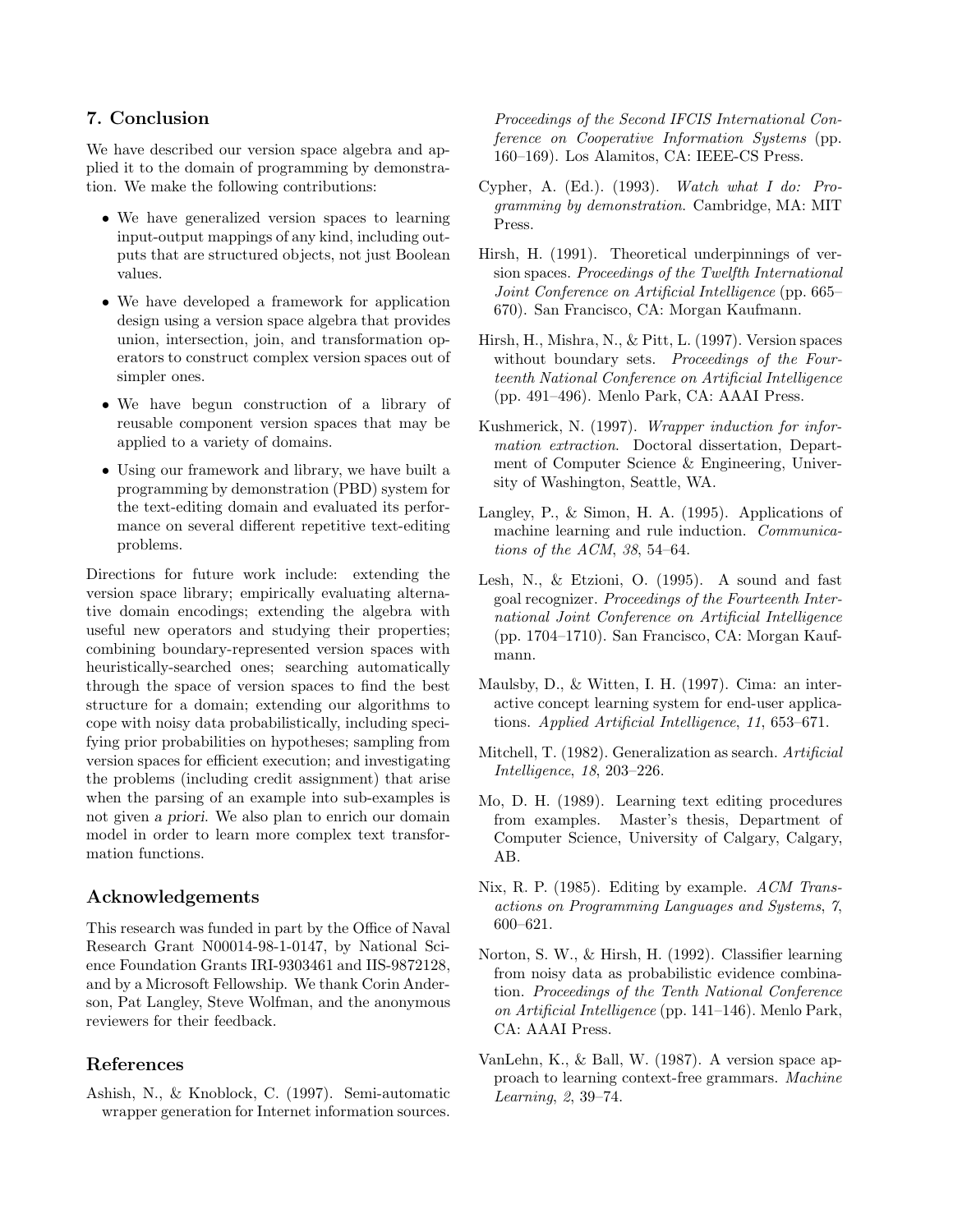## 7. Conclusion

We have described our version space algebra and applied it to the domain of programming by demonstration. We make the following contributions:

- We have generalized version spaces to learning input-output mappings of any kind, including outputs that are structured objects, not just Boolean values.
- We have developed a framework for application design using a version space algebra that provides union, intersection, join, and transformation operators to construct complex version spaces out of simpler ones.
- We have begun construction of a library of reusable component version spaces that may be applied to a variety of domains.
- Using our framework and library, we have built a programming by demonstration (PBD) system for the text-editing domain and evaluated its performance on several different repetitive text-editing problems.

Directions for future work include: extending the version space library; empirically evaluating alternative domain encodings; extending the algebra with useful new operators and studying their properties; combining boundary-represented version spaces with heuristically-searched ones; searching automatically through the space of version spaces to find the best structure for a domain; extending our algorithms to cope with noisy data probabilistically, including specifying prior probabilities on hypotheses; sampling from version spaces for efficient execution; and investigating the problems (including credit assignment) that arise when the parsing of an example into sub-examples is not given *a priori*. We also plan to enrich our domain model in order to learn more complex text transformation functions.

## Acknowledgements

This research was funded in part by the Office of Naval Research Grant N00014-98-1-0147, by National Science Foundation Grants IRI-9303461 and IIS-9872128, and by a Microsoft Fellowship. We thank Corin Anderson, Pat Langley, Steve Wolfman, and the anonymous reviewers for their feedback.

## References

Ashish, N., & Knoblock, C. (1997). Semi-automatic wrapper generation for Internet information sources. *Proceedings of the Second IFCIS International Conference on Cooperative Information Systems* (pp. 160–169). Los Alamitos, CA: IEEE-CS Press.

Cypher, A. (Ed.). (1993). *Watch what I do: Programming by demonstration*. Cambridge, MA: MIT Press.

Hirsh, H. (1991). Theoretical underpinnings of version spaces. *Proceedings of the Twelfth International Joint Conference on Artificial Intelligence* (pp. 665–670). San Francisco, CA: Morgan Kaufmann.

Hirsh, H., Mishra, N., & Pitt, L. (1997). Version spaces without boundary sets. *Proceedings of the Fourteenth National Conference on Artificial Intelligence* (pp. 491–496). Menlo Park, CA: AAAI Press.

Kushmerick, N. (1997). *Wrapper induction for information extraction*. Doctoral dissertation, Department of Computer Science & Engineering, University of Washington, Seattle, WA.

Langley, P., & Simon, H. A. (1995). Applications of machine learning and rule induction. *Communications of the ACM*, *38*, 54–64.

Lesh, N., & Etzioni, O. (1995). A sound and fast goal recognizer. *Proceedings of the Fourteenth International Joint Conference on Artificial Intelligence* (pp. 1704–1710). San Francisco, CA: Morgan Kaufmann.

Maulsby, D., & Witten, I. H. (1997). Cima: an interactive concept learning system for end-user applications. *Applied Artificial Intelligence*, *11*, 653–671.

Mitchell, T. (1982). Generalization as search. *Artificial Intelligence*, *18*, 203–226.

Mo, D. H. (1989). Learning text editing procedures from examples. Master's thesis, Department of Computer Science, University of Calgary, Calgary, AB.

Nix, R. P. (1985). Editing by example. *ACM Transactions on Programming Languages and Systems*, *7*, 600–621.

Norton, S. W., & Hirsh, H. (1992). Classifier learning from noisy data as probabilistic evidence combination. *Proceedings of the Tenth National Conference on Artificial Intelligence* (pp. 141–146). Menlo Park, CA: AAAI Press.

VanLehn, K., & Ball, W. (1987). A version space approach to learning context-free grammars. *Machine Learning*, *2*, 39–74.